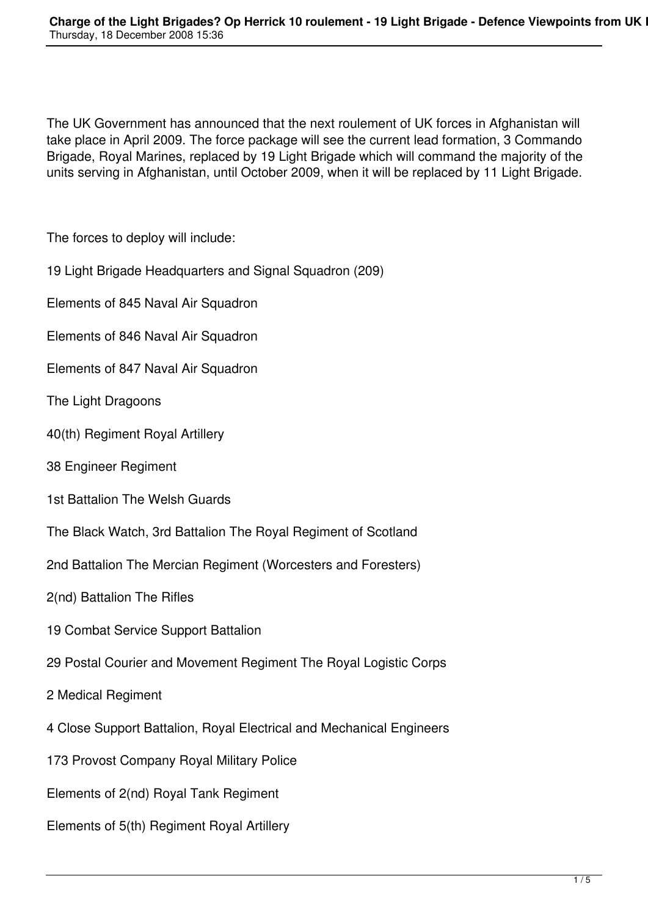The UK Government has announced that the next roulement of UK forces in Afghanistan will take place in April 2009. The force package will see the current lead formation, 3 Commando Brigade, Royal Marines, replaced by 19 Light Brigade which will command the majority of the units serving in Afghanistan, until October 2009, when it will be replaced by 11 Light Brigade.

The forces to deploy will include:

19 Light Brigade Headquarters and Signal Squadron (209)

Elements of 845 Naval Air Squadron

Elements of 846 Naval Air Squadron

Elements of 847 Naval Air Squadron

The Light Dragoons

40(th) Regiment Royal Artillery

38 Engineer Regiment

1st Battalion The Welsh Guards

The Black Watch, 3rd Battalion The Royal Regiment of Scotland

2nd Battalion The Mercian Regiment (Worcesters and Foresters)

2(nd) Battalion The Rifles

19 Combat Service Support Battalion

29 Postal Courier and Movement Regiment The Royal Logistic Corps

2 Medical Regiment

4 Close Support Battalion, Royal Electrical and Mechanical Engineers

173 Provost Company Royal Military Police

Elements of 2(nd) Royal Tank Regiment

Elements of 5(th) Regiment Royal Artillery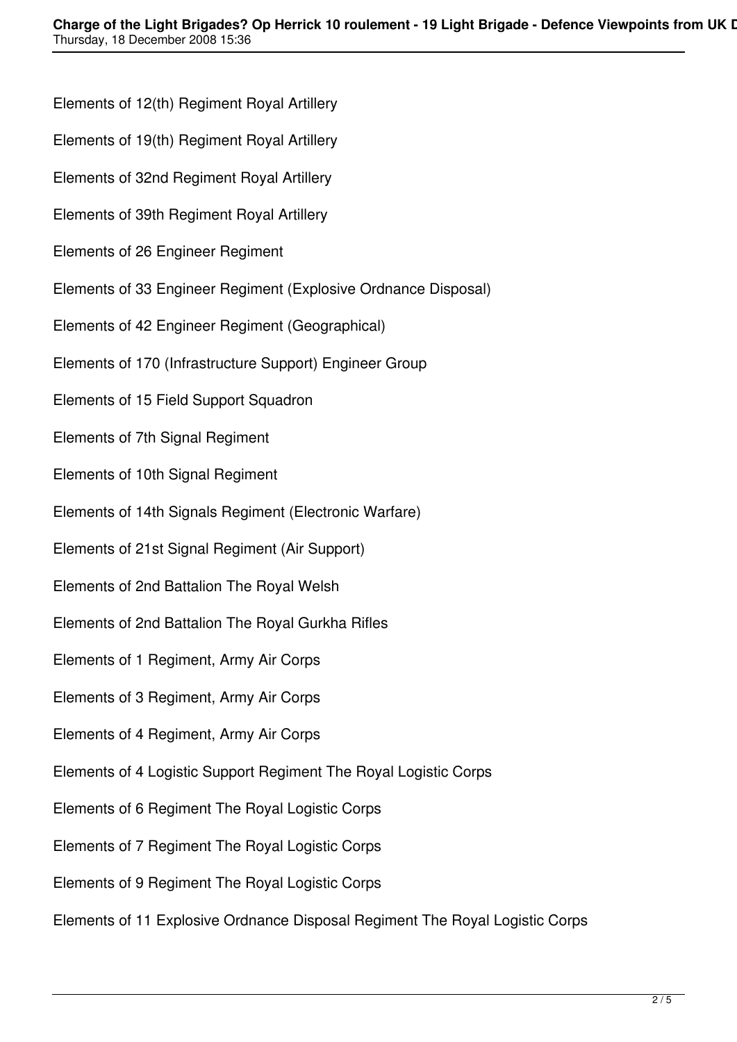Elements of 12(th) Regiment Royal Artillery

Elements of 19(th) Regiment Royal Artillery

Elements of 32nd Regiment Royal Artillery

Elements of 39th Regiment Royal Artillery

Elements of 26 Engineer Regiment

Elements of 33 Engineer Regiment (Explosive Ordnance Disposal)

Elements of 42 Engineer Regiment (Geographical)

Elements of 170 (Infrastructure Support) Engineer Group

Elements of 15 Field Support Squadron

Elements of 7th Signal Regiment

Elements of 10th Signal Regiment

Elements of 14th Signals Regiment (Electronic Warfare)

Elements of 21st Signal Regiment (Air Support)

Elements of 2nd Battalion The Royal Welsh

Elements of 2nd Battalion The Royal Gurkha Rifles

Elements of 1 Regiment, Army Air Corps

Elements of 3 Regiment, Army Air Corps

Elements of 4 Regiment, Army Air Corps

Elements of 4 Logistic Support Regiment The Royal Logistic Corps

Elements of 6 Regiment The Royal Logistic Corps

Elements of 7 Regiment The Royal Logistic Corps

Elements of 9 Regiment The Royal Logistic Corps

Elements of 11 Explosive Ordnance Disposal Regiment The Royal Logistic Corps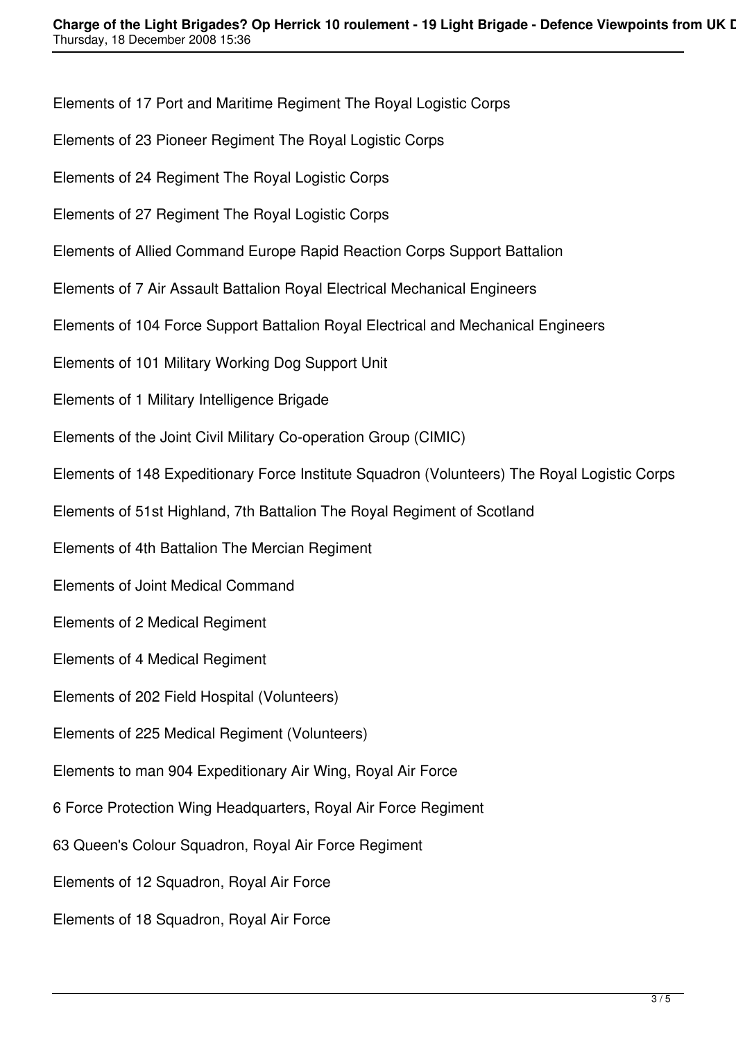Elements of 17 Port and Maritime Regiment The Royal Logistic Corps

Elements of 23 Pioneer Regiment The Royal Logistic Corps

Elements of 24 Regiment The Royal Logistic Corps

Elements of 27 Regiment The Royal Logistic Corps

Elements of Allied Command Europe Rapid Reaction Corps Support Battalion

Elements of 7 Air Assault Battalion Royal Electrical Mechanical Engineers

Elements of 104 Force Support Battalion Royal Electrical and Mechanical Engineers

Elements of 101 Military Working Dog Support Unit

Elements of 1 Military Intelligence Brigade

Elements of the Joint Civil Military Co-operation Group (CIMIC)

Elements of 148 Expeditionary Force Institute Squadron (Volunteers) The Royal Logistic Corps

Elements of 51st Highland, 7th Battalion The Royal Regiment of Scotland

Elements of 4th Battalion The Mercian Regiment

Elements of Joint Medical Command

Elements of 2 Medical Regiment

Elements of 4 Medical Regiment

Elements of 202 Field Hospital (Volunteers)

Elements of 225 Medical Regiment (Volunteers)

Elements to man 904 Expeditionary Air Wing, Royal Air Force

6 Force Protection Wing Headquarters, Royal Air Force Regiment

63 Queen's Colour Squadron, Royal Air Force Regiment

Elements of 12 Squadron, Royal Air Force

Elements of 18 Squadron, Royal Air Force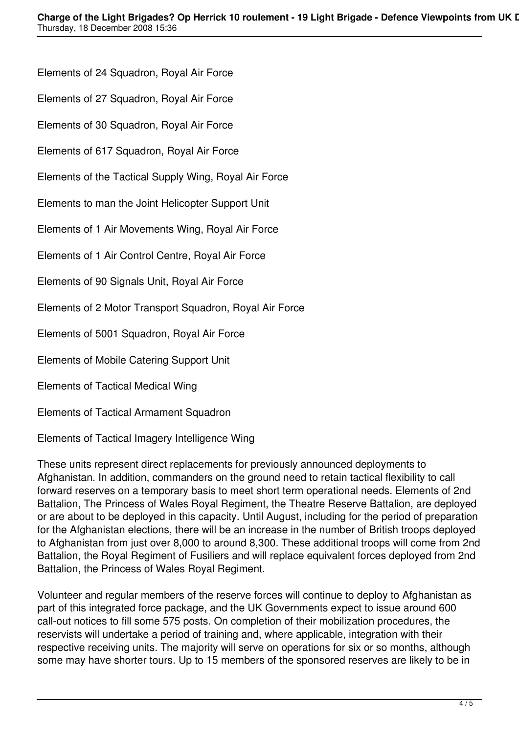Elements of 24 Squadron, Royal Air Force

Elements of 27 Squadron, Royal Air Force

Elements of 30 Squadron, Royal Air Force

Elements of 617 Squadron, Royal Air Force

Elements of the Tactical Supply Wing, Royal Air Force

Elements to man the Joint Helicopter Support Unit

Elements of 1 Air Movements Wing, Royal Air Force

Elements of 1 Air Control Centre, Royal Air Force

Elements of 90 Signals Unit, Royal Air Force

Elements of 2 Motor Transport Squadron, Royal Air Force

Elements of 5001 Squadron, Royal Air Force

Elements of Mobile Catering Support Unit

Elements of Tactical Medical Wing

Elements of Tactical Armament Squadron

Elements of Tactical Imagery Intelligence Wing

These units represent direct replacements for previously announced deployments to Afghanistan. In addition, commanders on the ground need to retain tactical flexibility to call forward reserves on a temporary basis to meet short term operational needs. Elements of 2nd Battalion, The Princess of Wales Royal Regiment, the Theatre Reserve Battalion, are deployed or are about to be deployed in this capacity. Until August, including for the period of preparation for the Afghanistan elections, there will be an increase in the number of British troops deployed to Afghanistan from just over 8,000 to around 8,300. These additional troops will come from 2nd Battalion, the Royal Regiment of Fusiliers and will replace equivalent forces deployed from 2nd Battalion, the Princess of Wales Royal Regiment.

Volunteer and regular members of the reserve forces will continue to deploy to Afghanistan as part of this integrated force package, and the UK Governments expect to issue around 600 call-out notices to fill some 575 posts. On completion of their mobilization procedures, the reservists will undertake a period of training and, where applicable, integration with their respective receiving units. The majority will serve on operations for six or so months, although some may have shorter tours. Up to 15 members of the sponsored reserves are likely to be in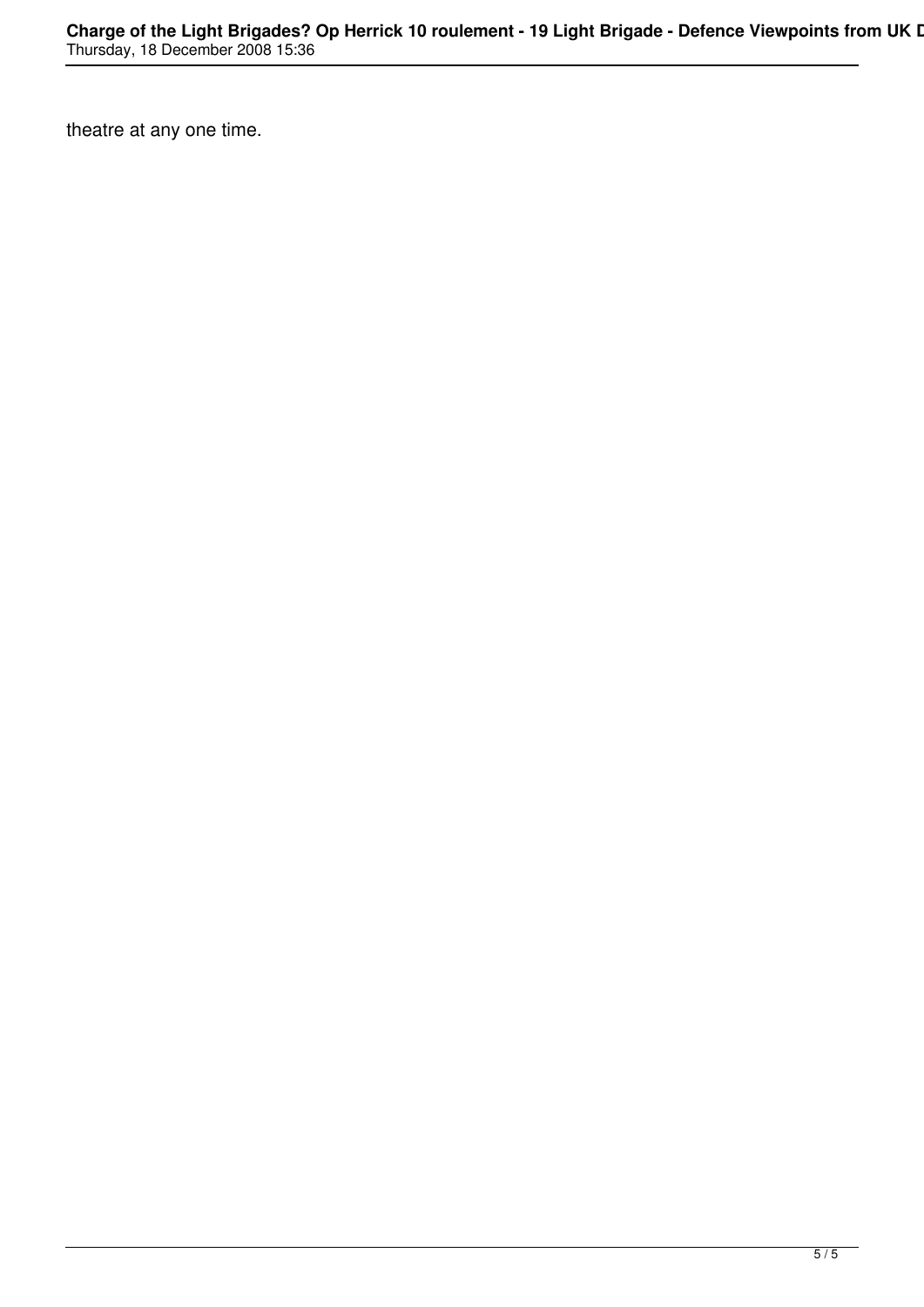theatre at any one time.